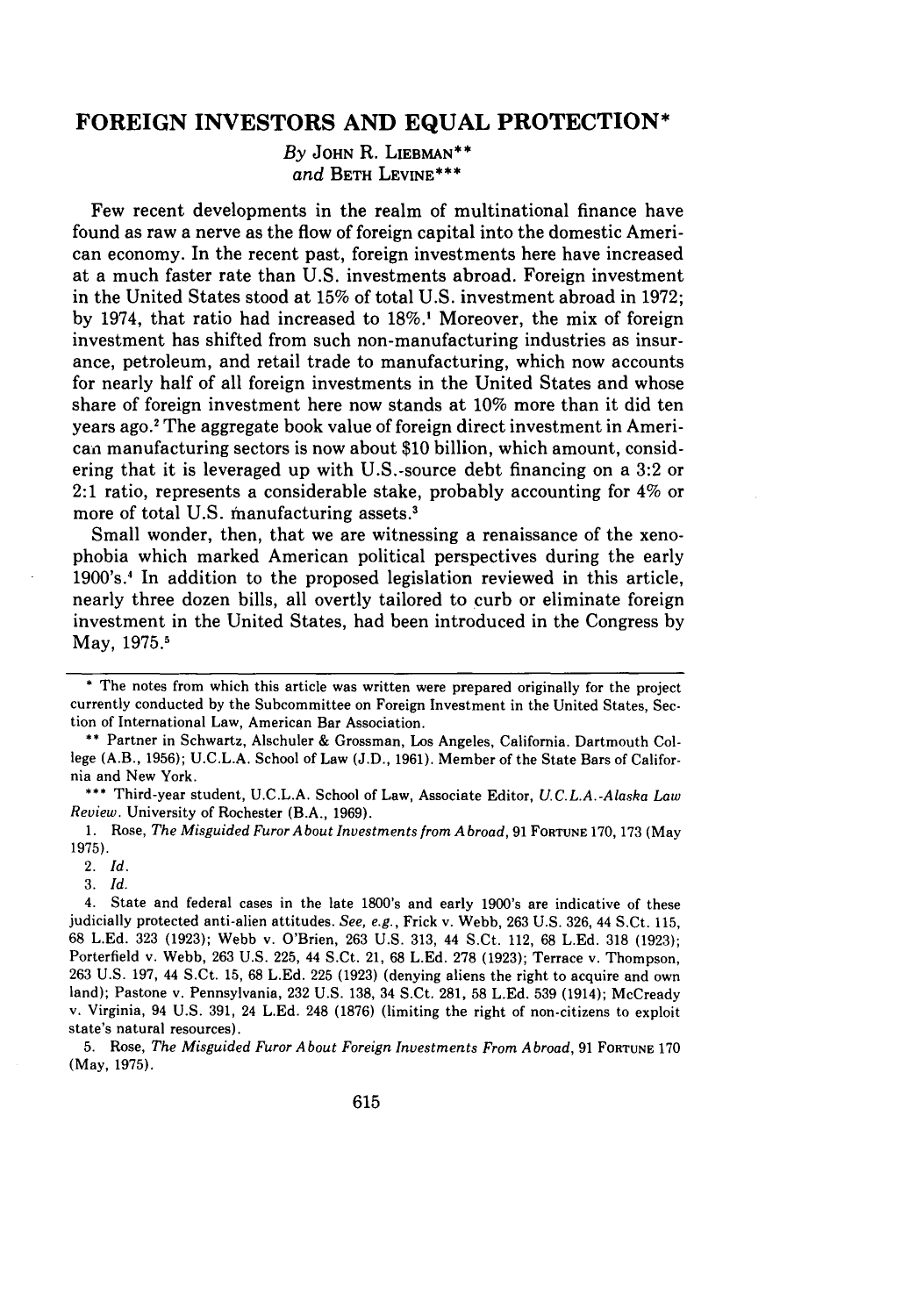# FOREIGN INVESTORS AND EQUAL PROTECTION*

*By* JOHN R. LIEBMAN**
*and* BETH LEVINE***

Few recent developments in the realm of multinational finance have found as raw a nerve as the flow of foreign capital into the domestic American economy. In the recent past, foreign investments here have increased at a much faster rate than U.S. investments abroad. Foreign investment in the United States stood at 15% of total U.S. investment abroad in 1972; by 1974, that ratio had increased to 18%.[1] Moreover, the mix of foreign investment has shifted from such non-manufacturing industries as insurance, petroleum, and retail trade to manufacturing, which now accounts for nearly half of all foreign investments in the United States and whose share of foreign investment here now stands at 10% more than it did ten years ago.[2] The aggregate book value of foreign direct investment in American manufacturing sectors is now about $10 billion, which amount, considering that it is leveraged up with U.S.-source debt financing on a 3:2 or 2:1 ratio, represents a considerable stake, probably accounting for 4% or more of total U.S. manufacturing assets.[3]

Small wonder, then, that we are witnessing a renaissance of the xenophobia which marked American political perspectives during the early 1900's.[4] In addition to the proposed legislation reviewed in this article, nearly three dozen bills, all overtly tailored to curb or eliminate foreign investment in the United States, had been introduced in the Congress by May, 1975.[5]

---

\* The notes from which this article was written were prepared originally for the project currently conducted by the Subcommittee on Foreign Investment in the United States, Section of International Law, American Bar Association.

\*\* Partner in Schwartz, Alschuler & Grossman, Los Angeles, California. Dartmouth College (A.B., 1956); U.C.L.A. School of Law (J.D., 1961). Member of the State Bars of California and New York.

\*\*\* Third-year student, U.C.L.A. School of Law, Associate Editor, *U.C.L.A.-Alaska Law Review*. University of Rochester (B.A., 1969).

1. Rose, *The Misguided Furor About Investments from Abroad*, 91 FORTUNE 170, 173 (May 1975).

2. *Id.*

3. *Id.*

4. State and federal cases in the late 1800's and early 1900's are indicative of these judicially protected anti-alien attitudes. *See, e.g.*, Frick v. Webb, 263 U.S. 326, 44 S.Ct. 115, 68 L.Ed. 323 (1923); Webb v. O'Brien, 263 U.S. 313, 44 S.Ct. 112, 68 L.Ed. 318 (1923); Porterfield v. Webb, 263 U.S. 225, 44 S.Ct. 21, 68 L.Ed. 278 (1923); Terrace v. Thompson, 263 U.S. 197, 44 S.Ct. 15, 68 L.Ed. 225 (1923) (denying aliens the right to acquire and own land); Pastone v. Pennsylvania, 232 U.S. 138, 34 S.Ct. 281, 58 L.Ed. 539 (1914); McCready v. Virginia, 94 U.S. 391, 24 L.Ed. 248 (1876) (limiting the right of non-citizens to exploit state's natural resources).

5. Rose, *The Misguided Furor About Foreign Investments From Abroad*, 91 FORTUNE 170 (May, 1975).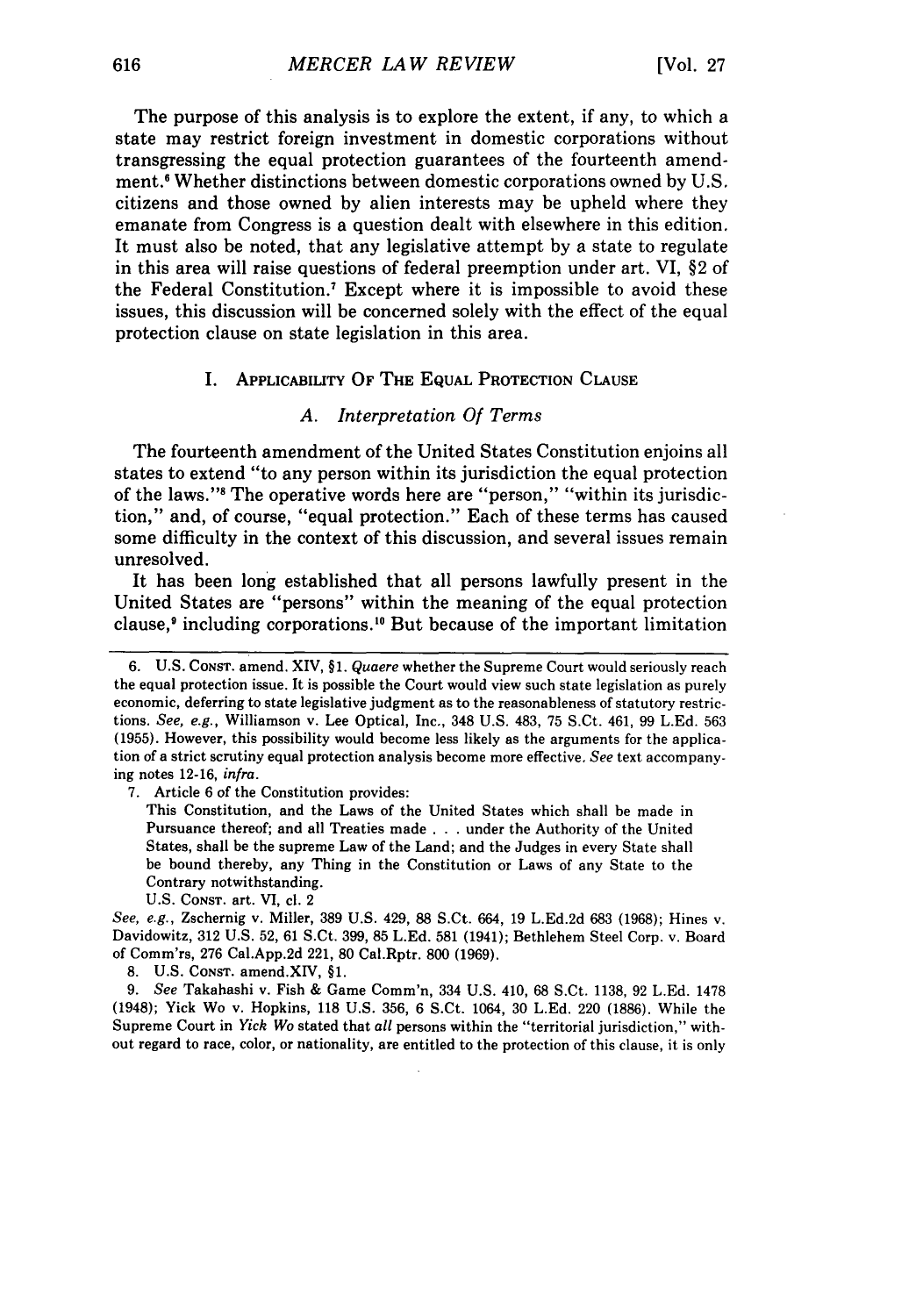The purpose of this analysis is to explore the extent, if any, to which a state may restrict foreign investment in domestic corporations without transgressing the equal protection guarantees of the fourteenth amendment.[6] Whether distinctions between domestic corporations owned by U.S. citizens and those owned by alien interests may be upheld where they emanate from Congress is a question dealt with elsewhere in this edition. It must also be noted, that any legislative attempt by a state to regulate in this area will raise questions of federal preemption under art. VI, §2 of the Federal Constitution.[7] Except where it is impossible to avoid these issues, this discussion will be concerned solely with the effect of the equal protection clause on state legislation in this area.

## I. Applicability Of The Equal Protection Clause

### A. *Interpretation Of Terms*

The fourteenth amendment of the United States Constitution enjoins all states to extend "to any person within its jurisdiction the equal protection of the laws."[8] The operative words here are "person," "within its jurisdiction," and, of course, "equal protection." Each of these terms has caused some difficulty in the context of this discussion, and several issues remain unresolved.

It has been long established that all persons lawfully present in the United States are "persons" within the meaning of the equal protection clause,[9] including corporations.[10] But because of the important limitation

---

6. U.S. Const. amend. XIV, §1. *Quaere* whether the Supreme Court would seriously reach the equal protection issue. It is possible the Court would view such state legislation as purely economic, deferring to state legislative judgment as to the reasonableness of statutory restrictions. *See, e.g.*, Williamson v. Lee Optical, Inc., 348 U.S. 483, 75 S.Ct. 461, 99 L.Ed. 563 (1955). However, this possibility would become less likely as the arguments for the application of a strict scrutiny equal protection analysis become more effective. *See* text accompanying notes 12-16, *infra*.

7. Article 6 of the Constitution provides:

> This Constitution, and the Laws of the United States which shall be made in Pursuance thereof; and all Treaties made . . . under the Authority of the United States, shall be the supreme Law of the Land; and the Judges in every State shall be bound thereby, any Thing in the Constitution or Laws of any State to the Contrary notwithstanding.
>
> U.S. Const. art. VI, cl. 2

*See, e.g.*, Zschernig v. Miller, 389 U.S. 429, 88 S.Ct. 664, 19 L.Ed.2d 683 (1968); Hines v. Davidowitz, 312 U.S. 52, 61 S.Ct. 399, 85 L.Ed. 581 (1941); Bethlehem Steel Corp. v. Board of Comm'rs, 276 Cal.App.2d 221, 80 Cal.Rptr. 800 (1969).

8. U.S. Const. amend.XIV, §1.

9. *See* Takahashi v. Fish & Game Comm'n, 334 U.S. 410, 68 S.Ct. 1138, 92 L.Ed. 1478 (1948); Yick Wo v. Hopkins, 118 U.S. 356, 6 S.Ct. 1064, 30 L.Ed. 220 (1886). While the Supreme Court in *Yick Wo* stated that *all* persons within the "territorial jurisdiction," without regard to race, color, or nationality, are entitled to the protection of this clause, it is only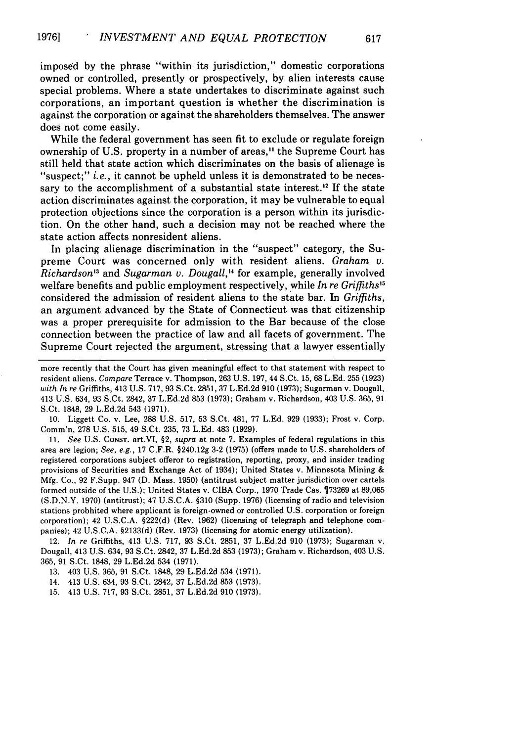imposed by the phrase "within its jurisdiction," domestic corporations owned or controlled, presently or prospectively, by alien interests cause special problems. Where a state undertakes to discriminate against such corporations, an important question is whether the discrimination is against the corporation or against the shareholders themselves. The answer does not come easily.

While the federal government has seen fit to exclude or regulate foreign ownership of U.S. property in a number of areas,[11] the Supreme Court has still held that state action which discriminates on the basis of alienage is "suspect;" *i.e.*, it cannot be upheld unless it is demonstrated to be necessary to the accomplishment of a substantial state interest.[12] If the state action discriminates against the corporation, it may be vulnerable to equal protection objections since the corporation is a person within its jurisdiction. On the other hand, such a decision may not be reached where the state action affects nonresident aliens.

In placing alienage discrimination in the "suspect" category, the Supreme Court was concerned only with resident aliens. *Graham v. Richardson*[13] and *Sugarman v. Dougall*,[14] for example, generally involved welfare benefits and public employment respectively, while *In re Griffiths*[15] considered the admission of resident aliens to the state bar. In *Griffiths*, an argument advanced by the State of Connecticut was that citizenship was a proper prerequisite for admission to the Bar because of the close connection between the practice of law and all facets of government. The Supreme Court rejected the argument, stressing that a lawyer essentially

---

more recently that the Court has given meaningful effect to that statement with respect to resident aliens. *Compare* Terrace v. Thompson, 263 U.S. 197, 44 S.Ct. 15, 68 L.Ed. 255 (1923) *with In re* Griffiths, 413 U.S. 717, 93 S.Ct. 2851, 37 L.Ed.2d 910 (1973); Sugarman v. Dougall, 413 U.S. 634, 93 S.Ct. 2842, 37 L.Ed.2d 853 (1973); Graham v. Richardson, 403 U.S. 365, 91 S.Ct. 1848, 29 L.Ed.2d 543 (1971).

10. Liggett Co. v. Lee, 288 U.S. 517, 53 S.Ct. 481, 77 L.Ed. 929 (1933); Frost v. Corp. Comm'n, 278 U.S. 515, 49 S.Ct. 235, 73 L.Ed. 483 (1929).

11. *See* U.S. CONST. art.VI, §2, *supra* at note 7. Examples of federal regulations in this area are legion; *See, e.g.*, 17 C.F.R. §240.12g 3-2 (1975) (offers made to U.S. shareholders of registered corporations subject offeror to registration, reporting, proxy, and insider trading provisions of Securities and Exchange Act of 1934); United States v. Minnesota Mining & Mfg. Co., 92 F.Supp. 947 (D. Mass. 1950) (antitrust subject matter jurisdiction over cartels formed outside of the U.S.); United States v. CIBA Corp., 1970 Trade Cas. ¶73269 at 89,065 (S.D.N.Y. 1970) (antitrust); 47 U.S.C.A. §310 (Supp. 1976) (licensing of radio and television stations probhited where applicant is foreign-owned or controlled U.S. corporation or foreign corporation); 42 U.S.C.A. §222(d) (Rev. 1962) (licensing of telegraph and telephone companies); 42 U.S.C.A. §2133(d) (Rev. 1973) (licensing for atomic energy utilization).

12. *In re* Griffiths, 413 U.S. 717, 93 S.Ct. 2851, 37 L.Ed.2d 910 (1973); Sugarman v. Dougall, 413 U.S. 634, 93 S.Ct. 2842, 37 L.Ed.2d 853 (1973); Graham v. Richardson, 403 U.S. 365, 91 S.Ct. 1848, 29 L.Ed.2d 534 (1971).

13. 403 U.S. 365, 91 S.Ct. 1848, 29 L.Ed.2d 534 (1971).

14. 413 U.S. 634, 93 S.Ct. 2842, 37 L.Ed.2d 853 (1973).

15. 413 U.S. 717, 93 S.Ct. 2851, 37 L.Ed.2d 910 (1973).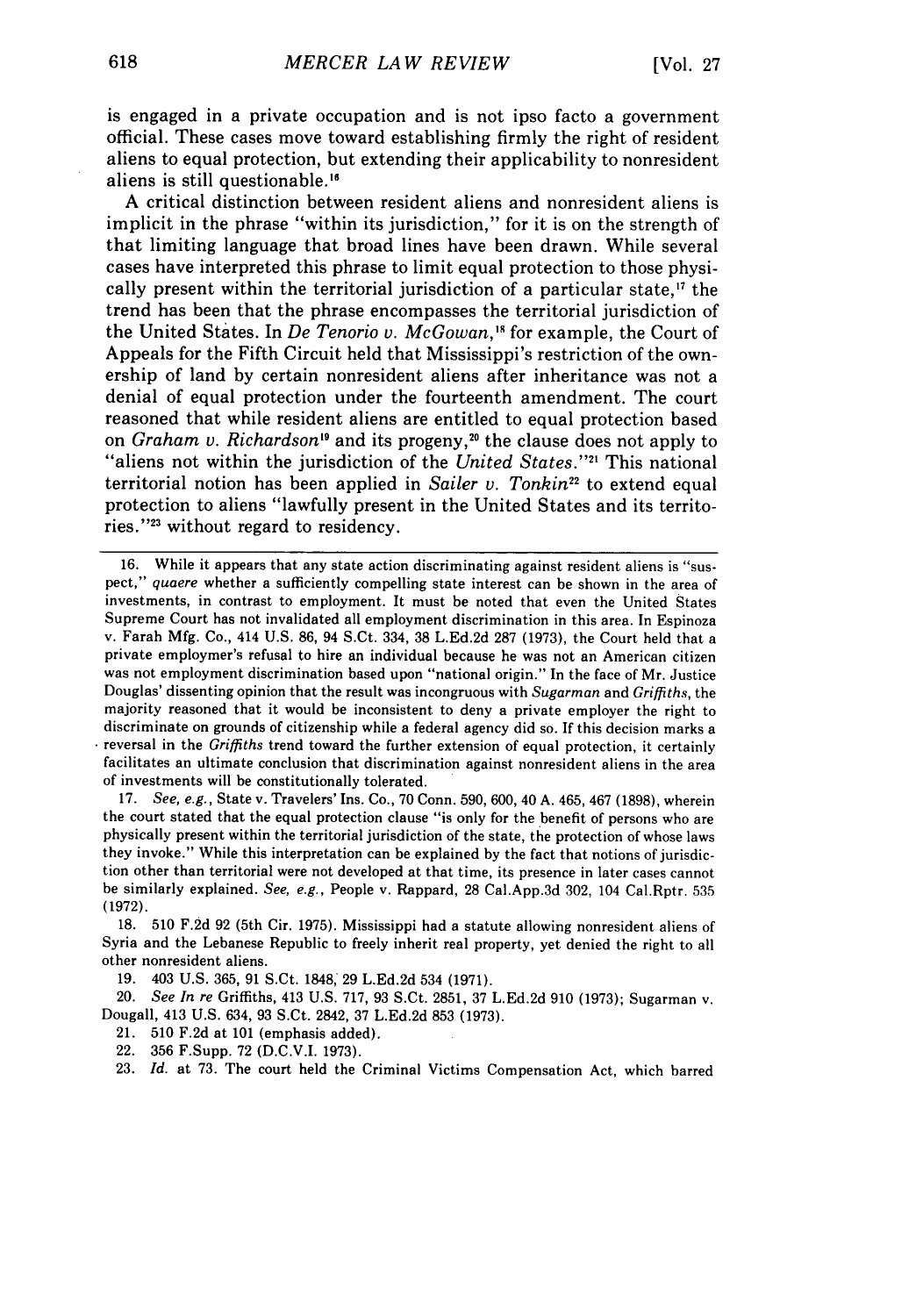is engaged in a private occupation and is not ipso facto a government official. These cases move toward establishing firmly the right of resident aliens to equal protection, but extending their applicability to nonresident aliens is still questionable.[16]

A critical distinction between resident aliens and nonresident aliens is implicit in the phrase "within its jurisdiction," for it is on the strength of that limiting language that broad lines have been drawn. While several cases have interpreted this phrase to limit equal protection to those physically present within the territorial jurisdiction of a particular state,[17] the trend has been that the phrase encompasses the territorial jurisdiction of the United States. In *De Tenorio v. McGowan*,[18] for example, the Court of Appeals for the Fifth Circuit held that Mississippi's restriction of the ownership of land by certain nonresident aliens after inheritance was not a denial of equal protection under the fourteenth amendment. The court reasoned that while resident aliens are entitled to equal protection based on *Graham v. Richardson*[19] and its progeny,[20] the clause does not apply to "aliens not within the jurisdiction of the *United States*."[21] This national territorial notion has been applied in *Sailer v. Tonkin*[22] to extend equal protection to aliens "lawfully present in the United States and its territories."[23] without regard to residency.

---

16. While it appears that any state action discriminating against resident aliens is "suspect," *quaere* whether a sufficiently compelling state interest can be shown in the area of investments, in contrast to employment. It must be noted that even the United States Supreme Court has not invalidated all employment discrimination in this area. In Espinoza v. Farah Mfg. Co., 414 U.S. 86, 94 S.Ct. 334, 38 L.Ed.2d 287 (1973), the Court held that a private employmer's refusal to hire an individual because he was not an American citizen was not employment discrimination based upon "national origin." In the face of Mr. Justice Douglas' dissenting opinion that the result was incongruous with *Sugarman* and *Griffiths*, the majority reasoned that it would be inconsistent to deny a private employer the right to discriminate on grounds of citizenship while a federal agency did so. If this decision marks a reversal in the *Griffiths* trend toward the further extension of equal protection, it certainly facilitates an ultimate conclusion that discrimination against nonresident aliens in the area of investments will be constitutionally tolerated.

17. *See, e.g.*, State v. Travelers' Ins. Co., 70 Conn. 590, 600, 40 A. 465, 467 (1898), wherein the court stated that the equal protection clause "is only for the benefit of persons who are physically present within the territorial jurisdiction of the state, the protection of whose laws they invoke." While this interpretation can be explained by the fact that notions of jurisdiction other than territorial were not developed at that time, its presence in later cases cannot be similarly explained. *See, e.g.*, People v. Rappard, 28 Cal.App.3d 302, 104 Cal.Rptr. 535 (1972).

18. 510 F.2d 92 (5th Cir. 1975). Mississippi had a statute allowing nonresident aliens of Syria and the Lebanese Republic to freely inherit real property, yet denied the right to all other nonresident aliens.

19. 403 U.S. 365, 91 S.Ct. 1848, 29 L.Ed.2d 534 (1971).

20. *See In re* Griffiths, 413 U.S. 717, 93 S.Ct. 2851, 37 L.Ed.2d 910 (1973); Sugarman v. Dougall, 413 U.S. 634, 93 S.Ct. 2842, 37 L.Ed.2d 853 (1973).

21. 510 F.2d at 101 (emphasis added).

22. 356 F.Supp. 72 (D.C.V.I. 1973).

23. *Id.* at 73. The court held the Criminal Victims Compensation Act, which barred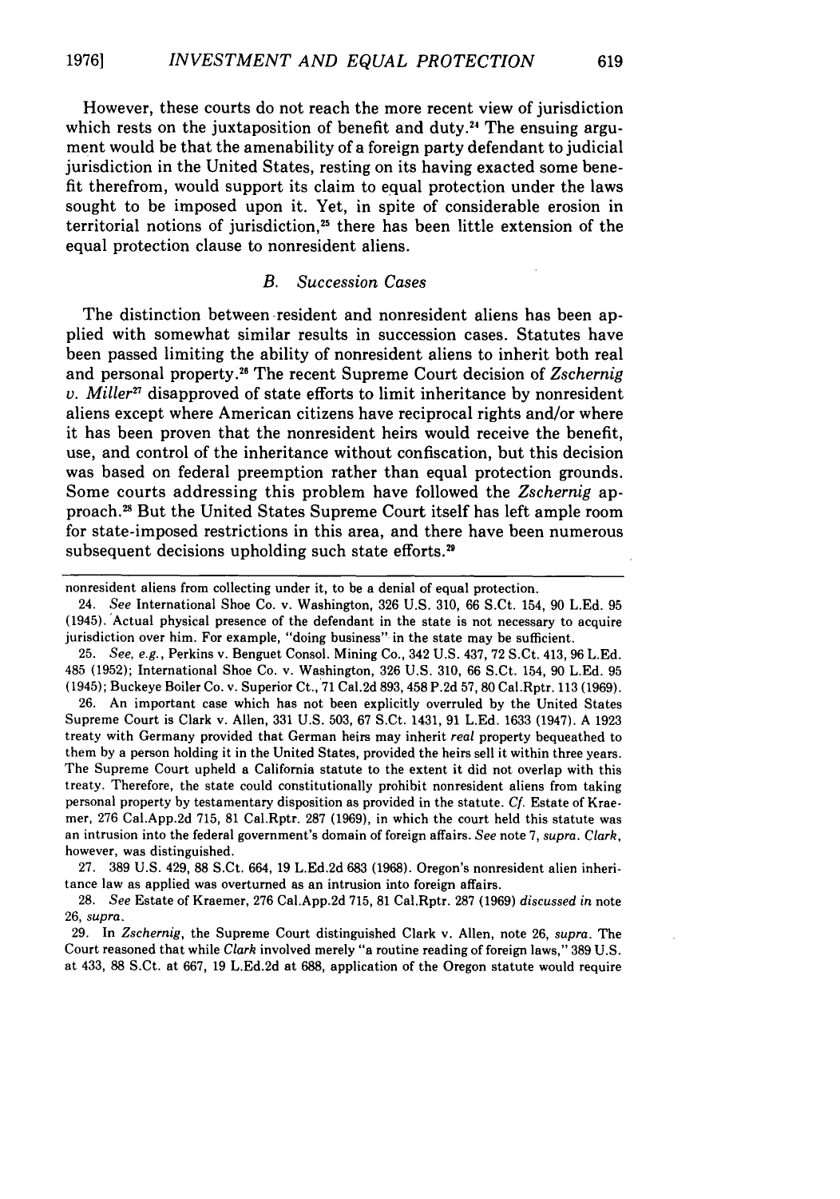However, these courts do not reach the more recent view of jurisdiction which rests on the juxtaposition of benefit and duty.[24] The ensuing argument would be that the amenability of a foreign party defendant to judicial jurisdiction in the United States, resting on its having exacted some benefit therefrom, would support its claim to equal protection under the laws sought to be imposed upon it. Yet, in spite of considerable erosion in territorial notions of jurisdiction,[25] there has been little extension of the equal protection clause to nonresident aliens.

### *B. Succession Cases*

The distinction between resident and nonresident aliens has been applied with somewhat similar results in succession cases. Statutes have been passed limiting the ability of nonresident aliens to inherit both real and personal property.[26] The recent Supreme Court decision of *Zschernig v. Miller*[27] disapproved of state efforts to limit inheritance by nonresident aliens except where American citizens have reciprocal rights and/or where it has been proven that the nonresident heirs would receive the benefit, use, and control of the inheritance without confiscation, but this decision was based on federal preemption rather than equal protection grounds. Some courts addressing this problem have followed the *Zschernig* approach.[28] But the United States Supreme Court itself has left ample room for state-imposed restrictions in this area, and there have been numerous subsequent decisions upholding such state efforts.[29]

---

nonresident aliens from collecting under it, to be a denial of equal protection.

24. *See* International Shoe Co. v. Washington, 326 U.S. 310, 66 S.Ct. 154, 90 L.Ed. 95 (1945). Actual physical presence of the defendant in the state is not necessary to acquire jurisdiction over him. For example, "doing business" in the state may be sufficient.

25. *See, e.g.*, Perkins v. Benguet Consol. Mining Co., 342 U.S. 437, 72 S.Ct. 413, 96 L.Ed. 485 (1952); International Shoe Co. v. Washington, 326 U.S. 310, 66 S.Ct. 154, 90 L.Ed. 95 (1945); Buckeye Boiler Co. v. Superior Ct., 71 Cal.2d 893, 458 P.2d 57, 80 Cal.Rptr. 113 (1969).

26. An important case which has not been explicitly overruled by the United States Supreme Court is Clark v. Allen, 331 U.S. 503, 67 S.Ct. 1431, 91 L.Ed. 1633 (1947). A 1923 treaty with Germany provided that German heirs may inherit *real* property bequeathed to them by a person holding it in the United States, provided the heirs sell it within three years. The Supreme Court upheld a California statute to the extent it did not overlap with this treaty. Therefore, the state could constitutionally prohibit nonresident aliens from taking personal property by testamentary disposition as provided in the statute. *Cf.* Estate of Kraemer, 276 Cal.App.2d 715, 81 Cal.Rptr. 287 (1969), in which the court held this statute was an intrusion into the federal government's domain of foreign affairs. *See* note 7, *supra*. *Clark*, however, was distinguished.

27. 389 U.S. 429, 88 S.Ct. 664, 19 L.Ed.2d 683 (1968). Oregon's nonresident alien inheritance law as applied was overturned as an intrusion into foreign affairs.

28. *See* Estate of Kraemer, 276 Cal.App.2d 715, 81 Cal.Rptr. 287 (1969) *discussed in* note 26, *supra*.

29. In *Zschernig*, the Supreme Court distinguished Clark v. Allen, note 26, *supra*. The Court reasoned that while *Clark* involved merely "a routine reading of foreign laws," 389 U.S. at 433, 88 S.Ct. at 667, 19 L.Ed.2d at 688, application of the Oregon statute would require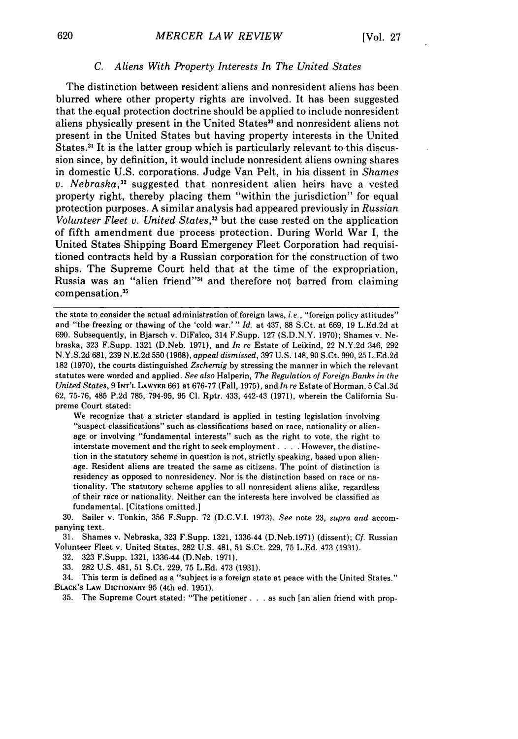### *C. Aliens With Property Interests In The United States*

The distinction between resident aliens and nonresident aliens has been blurred where other property rights are involved. It has been suggested that the equal protection doctrine should be applied to include nonresident aliens physically present in the United States[30] and nonresident aliens not present in the United States but having property interests in the United States.[31] It is the latter group which is particularly relevant to this discussion since, by definition, it would include nonresident aliens owning shares in domestic U.S. corporations. Judge Van Pelt, in his dissent in *Shames v. Nebraska*,[32] suggested that nonresident alien heirs have a vested property right, thereby placing them "within the jurisdiction" for equal protection purposes. A similar analysis had appeared previously in *Russian Volunteer Fleet v. United States*,[33] but the case rested on the application of fifth amendment due process protection. During World War I, the United States Shipping Board Emergency Fleet Corporation had requisitioned contracts held by a Russian corporation for the construction of two ships. The Supreme Court held that at the time of the expropriation, Russia was an "alien friend"[34] and therefore not barred from claiming compensation.[35]

---

the state to consider the actual administration of foreign laws, *i.e.*, "foreign policy attitudes" and "the freezing or thawing of the 'cold war.'" *Id.* at 437, 88 S.Ct. at 669, 19 L.Ed.2d at 690. Subsequently, in Bjarsch v. DiFalco, 314 F.Supp. 127 (S.D.N.Y. 1970); Shames v. Nebraska, 323 F.Supp. 1321 (D.Neb. 1971), and *In re* Estate of Leikind, 22 N.Y.2d 346, 292 N.Y.S.2d 681, 239 N.E.2d 550 (1968), *appeal dismissed*, 397 U.S. 148, 90 S.Ct. 990, 25 L.Ed.2d 182 (1970), the courts distinguished *Zschernig* by stressing the manner in which the relevant statutes were worded and applied. *See also* Halperin, *The Regulation of Foreign Banks in the United States*, 9 INT'L LAWYER 661 at 676-77 (Fall, 1975), and *In re* Estate of Horman, 5 Cal.3d 62, 75-76, 485 P.2d 785, 794-95, 95 Cl. Rptr. 433, 442-43 (1971), wherein the California Supreme Court stated:

> We recognize that a stricter standard is applied in testing legislation involving "suspect classifications" such as classifications based on race, nationality or alienage or involving "fundamental interests" such as the right to vote, the right to interstate movement and the right to seek employment . . . . However, the distinction in the statutory scheme in question is not, strictly speaking, based upon alienage. Resident aliens are treated the same as citizens. The point of distinction is residency as opposed to nonresidency. Nor is the distinction based on race or nationality. The statutory scheme applies to all nonresident aliens alike, regardless of their race or nationality. Neither can the interests here involved be classified as fundamental. [Citations omitted.]

30. Sailer v. Tonkin, 356 F.Supp. 72 (D.C.V.I. 1973). *See* note 23, *supra* and accompanying text.

31. Shames v. Nebraska, 323 F.Supp. 1321, 1336-44 (D.Neb.1971) (dissent); *Cf.* Russian Volunteer Fleet v. United States, 282 U.S. 481, 51 S.Ct. 229, 75 L.Ed. 473 (1931).

32. 323 F.Supp. 1321, 1336-44 (D.Neb. 1971).

33. 282 U.S. 481, 51 S.Ct. 229, 75 L.Ed. 473 (1931).

34. This term is defined as a "subject is a foreign state at peace with the United States." BLACK'S LAW DICTIONARY 95 (4th ed. 1951).

35. The Supreme Court stated: "The petitioner . . . as such [an alien friend with prop-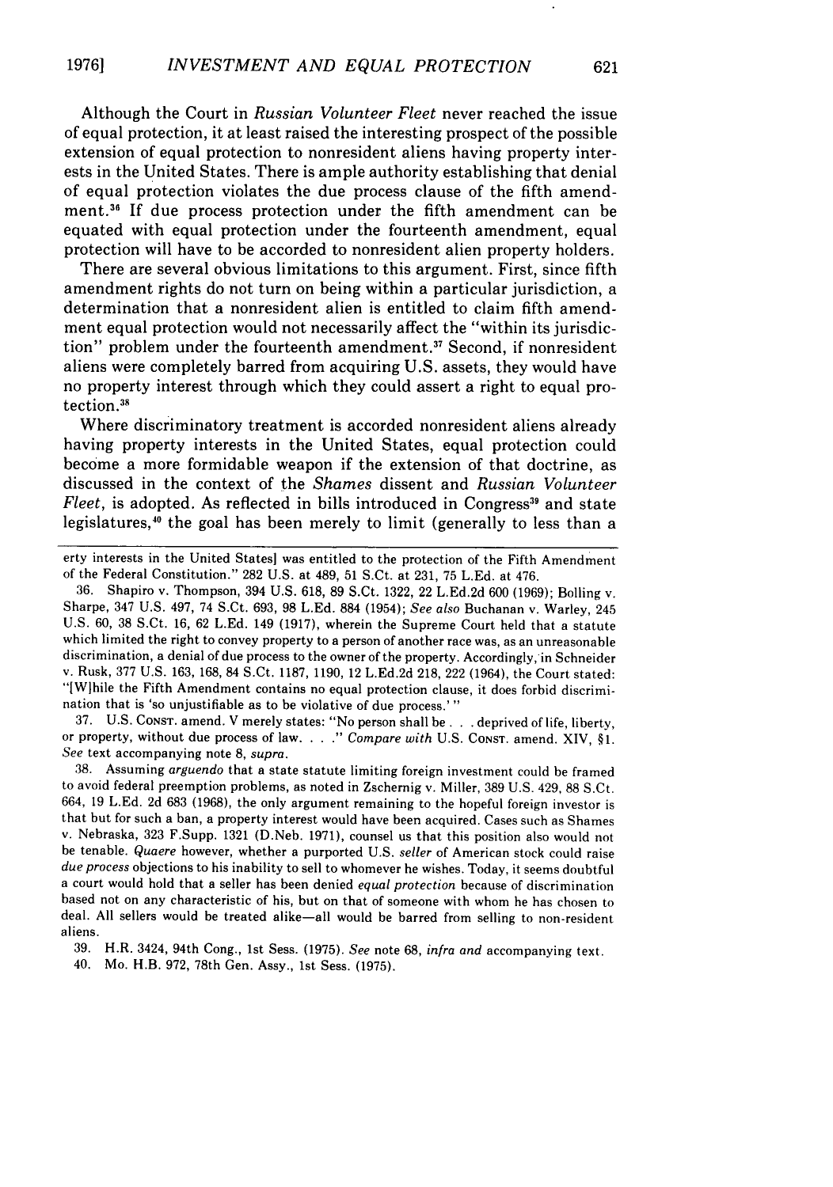Although the Court in *Russian Volunteer Fleet* never reached the issue of equal protection, it at least raised the interesting prospect of the possible extension of equal protection to nonresident aliens having property interests in the United States. There is ample authority establishing that denial of equal protection violates the due process clause of the fifth amendment.[36] If due process protection under the fifth amendment can be equated with equal protection under the fourteenth amendment, equal protection will have to be accorded to nonresident alien property holders.

There are several obvious limitations to this argument. First, since fifth amendment rights do not turn on being within a particular jurisdiction, a determination that a nonresident alien is entitled to claim fifth amendment equal protection would not necessarily affect the "within its jurisdiction" problem under the fourteenth amendment.[37] Second, if nonresident aliens were completely barred from acquiring U.S. assets, they would have no property interest through which they could assert a right to equal protection.[38]

Where discriminatory treatment is accorded nonresident aliens already having property interests in the United States, equal protection could become a more formidable weapon if the extension of that doctrine, as discussed in the context of the *Shames* dissent and *Russian Volunteer Fleet*, is adopted. As reflected in bills introduced in Congress[39] and state legislatures,[40] the goal has been merely to limit (generally to less than a

---

erty interests in the United States] was entitled to the protection of the Fifth Amendment of the Federal Constitution." 282 U.S. at 489, 51 S.Ct. at 231, 75 L.Ed. at 476.

36. Shapiro v. Thompson, 394 U.S. 618, 89 S.Ct. 1322, 22 L.Ed.2d 600 (1969); Bolling v. Sharpe, 347 U.S. 497, 74 S.Ct. 693, 98 L.Ed. 884 (1954); *See also* Buchanan v. Warley, 245 U.S. 60, 38 S.Ct. 16, 62 L.Ed. 149 (1917), wherein the Supreme Court held that a statute which limited the right to convey property to a person of another race was, as an unreasonable discrimination, a denial of due process to the owner of the property. Accordingly, in Schneider v. Rusk, 377 U.S. 163, 168, 84 S.Ct. 1187, 1190, 12 L.Ed.2d 218, 222 (1964), the Court stated: "[W]hile the Fifth Amendment contains no equal protection clause, it does forbid discrimination that is 'so unjustifiable as to be violative of due process.' "

37. U.S. CONST. amend. V merely states: "No person shall be . . . deprived of life, liberty, or property, without due process of law. . . ." *Compare with* U.S. CONST. amend. XIV, §1. *See* text accompanying note 8, *supra*.

38. Assuming *arguendo* that a state statute limiting foreign investment could be framed to avoid federal preemption problems, as noted in Zschernig v. Miller, 389 U.S. 429, 88 S.Ct. 664, 19 L.Ed. 2d 683 (1968), the only argument remaining to the hopeful foreign investor is that but for such a ban, a property interest would have been acquired. Cases such as Shames v. Nebraska, 323 F.Supp. 1321 (D.Neb. 1971), counsel us that this position also would not be tenable. *Quaere* however, whether a purported U.S. *seller* of American stock could raise *due process* objections to his inability to sell to whomever he wishes. Today, it seems doubtful a court would hold that a seller has been denied *equal protection* because of discrimination based not on any characteristic of his, but on that of someone with whom he has chosen to deal. All sellers would be treated alike—all would be barred from selling to non-resident aliens.

39. H.R. 3424, 94th Cong., 1st Sess. (1975). *See* note 68, *infra* and accompanying text.

40. Mo. H.B. 972, 78th Gen. Assy., 1st Sess. (1975).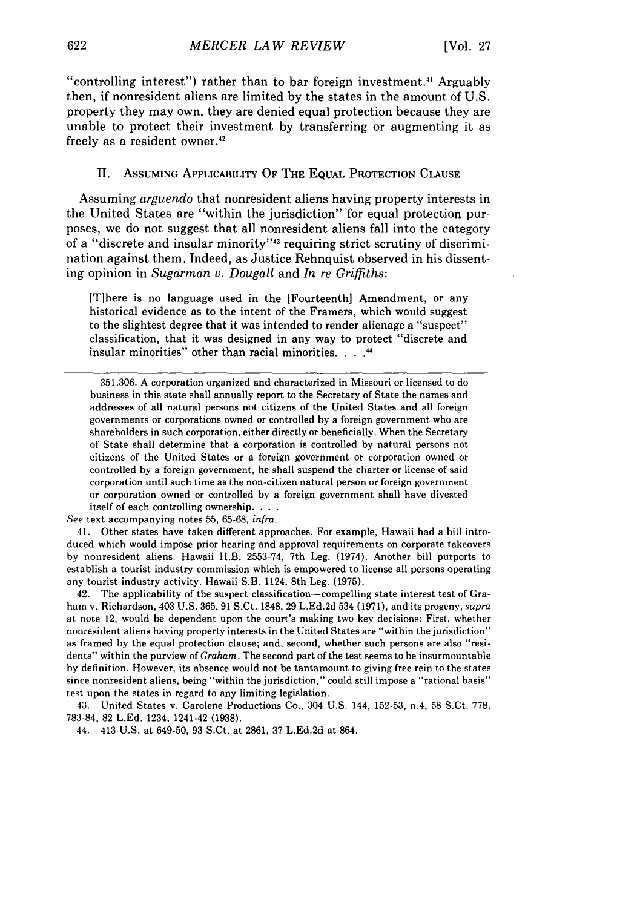"controlling interest") rather than to bar foreign investment.[41] Arguably then, if nonresident aliens are limited by the states in the amount of U.S. property they may own, they are denied equal protection because they are unable to protect their investment by transferring or augmenting it as freely as a resident owner.[42]

## II. Assuming Applicability Of The Equal Protection Clause

Assuming *arguendo* that nonresident aliens having property interests in the United States are "within the jurisdiction" for equal protection purposes, we do not suggest that all nonresident aliens fall into the category of a "discrete and insular minority"[43] requiring strict scrutiny of discrimination against them. Indeed, as Justice Rehnquist observed in his dissenting opinion in *Sugarman v. Dougall* and *In re Griffiths*:

> [T]here is no language used in the [Fourteenth] Amendment, or any historical evidence as to the intent of the Framers, which would suggest to the slightest degree that it was intended to render alienage a "suspect" classification, that it was designed in any way to protect "discrete and insular minorities" other than racial minorities. . . .[44]

---

351.306. A corporation organized and characterized in Missouri or licensed to do business in this state shall annually report to the Secretary of State the names and addresses of all natural persons not citizens of the United States and all foreign governments or corporations owned or controlled by a foreign government who are shareholders in such corporation, either directly or beneficially. When the Secretary of State shall determine that a corporation is controlled by natural persons not citizens of the United States or a foreign government or corporation owned or controlled by a foreign government, he shall suspend the charter or license of said corporation until such time as the non-citizen natural person or foreign government or corporation owned or controlled by a foreign government shall have divested itself of each controlling ownership. . . .

*See* text accompanying notes 55, 65-68, *infra*.

41. Other states have taken different approaches. For example, Hawaii had a bill introduced which would impose prior hearing and approval requirements on corporate takeovers by nonresident aliens. Hawaii H.B. 2553-74, 7th Leg. (1974). Another bill purports to establish a tourist industry commission which is empowered to license all persons operating any tourist industry activity. Hawaii S.B. 1124, 8th Leg. (1975).

42. The applicability of the suspect classification—compelling state interest test of Graham v. Richardson, 403 U.S. 365, 91 S.Ct. 1848, 29 L.Ed.2d 534 (1971), and its progeny, *supra* at note 12, would be dependent upon the court's making two key decisions: First, whether nonresident aliens having property interests in the United States are "within the jurisdiction" as framed by the equal protection clause; and, second, whether such persons are also "residents" within the purview of *Graham*. The second part of the test seems to be insurmountable by definition. However, its absence would not be tantamount to giving free rein to the states since nonresident aliens, being "within the jurisdiction," could still impose a "rational basis" test upon the states in regard to any limiting legislation.

43. United States v. Carolene Productions Co., 304 U.S. 144, 152-53, n.4, 58 S.Ct. 778, 783-84, 82 L.Ed. 1234, 1241-42 (1938).

44. 413 U.S. at 649-50, 93 S.Ct. at 2861, 37 L.Ed.2d at 864.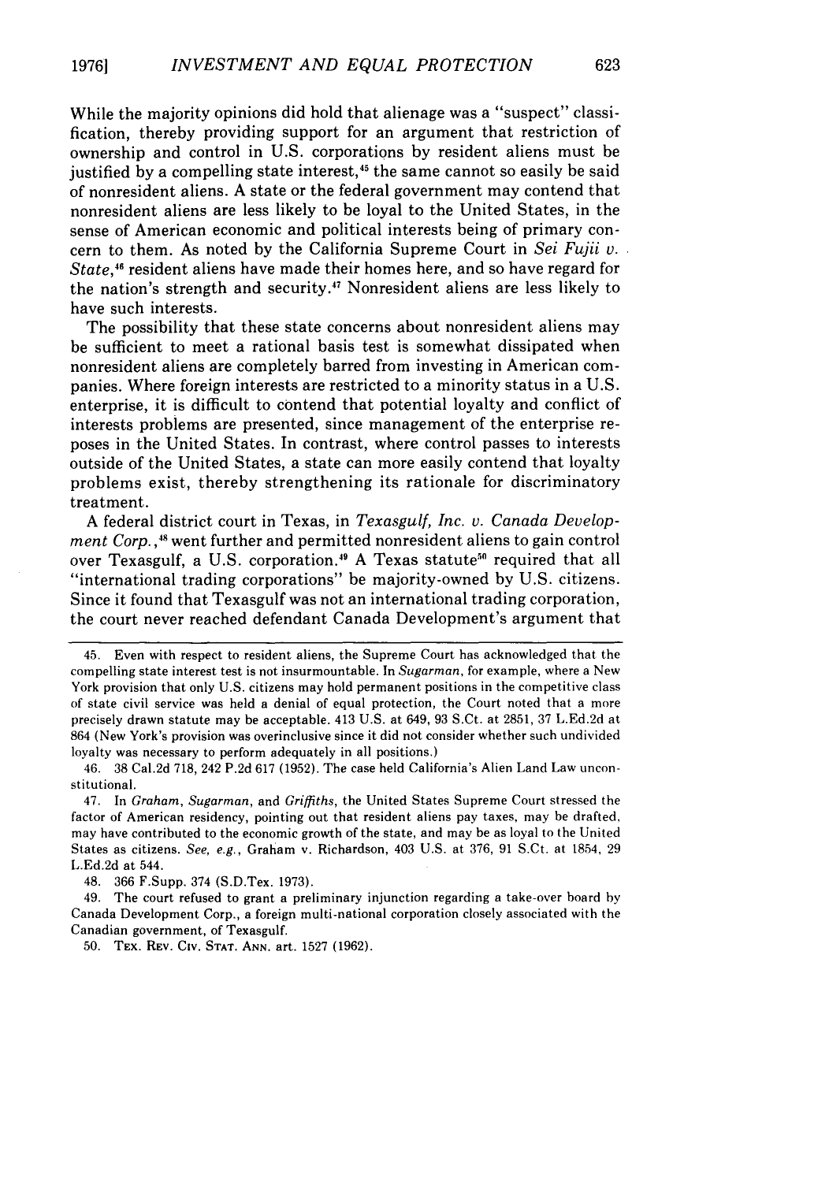While the majority opinions did hold that alienage was a "suspect" classification, thereby providing support for an argument that restriction of ownership and control in U.S. corporations by resident aliens must be justified by a compelling state interest,[45] the same cannot so easily be said of nonresident aliens. A state or the federal government may contend that nonresident aliens are less likely to be loyal to the United States, in the sense of American economic and political interests being of primary concern to them. As noted by the California Supreme Court in *Sei Fujii v. State*,[46] resident aliens have made their homes here, and so have regard for the nation's strength and security.[47] Nonresident aliens are less likely to have such interests.

The possibility that these state concerns about nonresident aliens may be sufficient to meet a rational basis test is somewhat dissipated when nonresident aliens are completely barred from investing in American companies. Where foreign interests are restricted to a minority status in a U.S. enterprise, it is difficult to contend that potential loyalty and conflict of interests problems are presented, since management of the enterprise reposes in the United States. In contrast, where control passes to interests outside of the United States, a state can more easily contend that loyalty problems exist, thereby strengthening its rationale for discriminatory treatment.

A federal district court in Texas, in *Texasgulf, Inc. v. Canada Development Corp.*,[48] went further and permitted nonresident aliens to gain control over Texasgulf, a U.S. corporation.[49] A Texas statute[50] required that all "international trading corporations" be majority-owned by U.S. citizens. Since it found that Texasgulf was not an international trading corporation, the court never reached defendant Canada Development's argument that

---

45. Even with respect to resident aliens, the Supreme Court has acknowledged that the compelling state interest test is not insurmountable. In *Sugarman*, for example, where a New York provision that only U.S. citizens may hold permanent positions in the competitive class of state civil service was held a denial of equal protection, the Court noted that a more precisely drawn statute may be acceptable. 413 U.S. at 649, 93 S.Ct. at 2851, 37 L.Ed.2d at 864 (New York's provision was overinclusive since it did not consider whether such undivided loyalty was necessary to perform adequately in all positions.)

46. 38 Cal.2d 718, 242 P.2d 617 (1952). The case held California's Alien Land Law unconstitutional.

47. In *Graham*, *Sugarman*, and *Griffiths*, the United States Supreme Court stressed the factor of American residency, pointing out that resident aliens pay taxes, may be drafted, may have contributed to the economic growth of the state, and may be as loyal to the United States as citizens. *See, e.g.*, Graham v. Richardson, 403 U.S. at 376, 91 S.Ct. at 1854, 29 L.Ed.2d at 544.

48. 366 F.Supp. 374 (S.D.Tex. 1973).

49. The court refused to grant a preliminary injunction regarding a take-over board by Canada Development Corp., a foreign multi-national corporation closely associated with the Canadian government, of Texasgulf.

50. TEX. REV. CIV. STAT. ANN. art. 1527 (1962).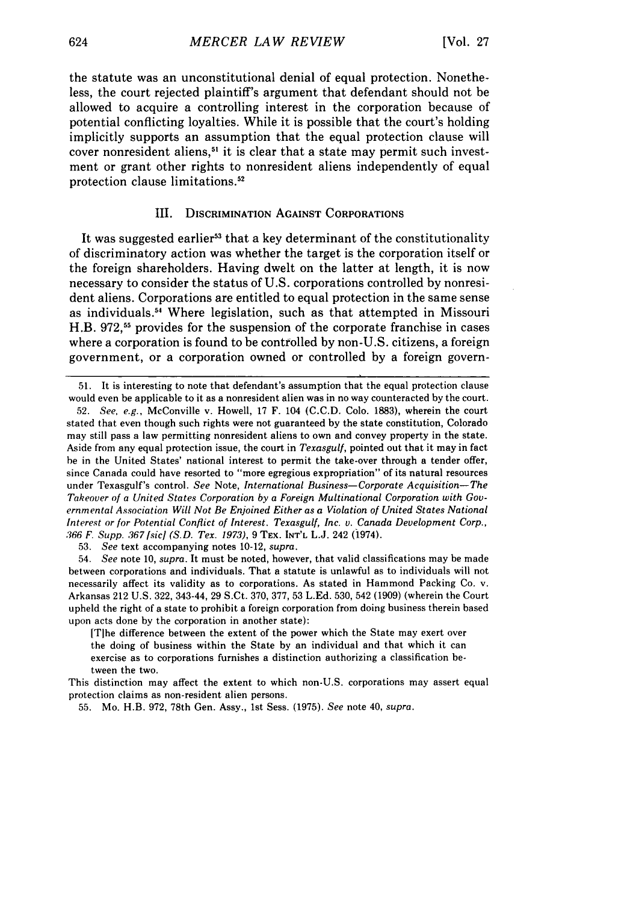the statute was an unconstitutional denial of equal protection. Nonetheless, the court rejected plaintiff's argument that defendant should not be allowed to acquire a controlling interest in the corporation because of potential conflicting loyalties. While it is possible that the court's holding implicitly supports an assumption that the equal protection clause will cover nonresident aliens,[51] it is clear that a state may permit such investment or grant other rights to nonresident aliens independently of equal protection clause limitations.[52]

### III. Discrimination Against Corporations

It was suggested earlier[53] that a key determinant of the constitutionality of discriminatory action was whether the target is the corporation itself or the foreign shareholders. Having dwelt on the latter at length, it is now necessary to consider the status of U.S. corporations controlled by nonresident aliens. Corporations are entitled to equal protection in the same sense as individuals.[54] Where legislation, such as that attempted in Missouri H.B. 972,[55] provides for the suspension of the corporate franchise in cases where a corporation is found to be controlled by non-U.S. citizens, a foreign government, or a corporation owned or controlled by a foreign govern-

---

51. It is interesting to note that defendant's assumption that the equal protection clause would even be applicable to it as a nonresident alien was in no way counteracted by the court.

52. *See, e.g.*, McConville v. Howell, 17 F. 104 (C.C.D. Colo. 1883), wherein the court stated that even though such rights were not guaranteed by the state constitution, Colorado may still pass a law permitting nonresident aliens to own and convey property in the state. Aside from any equal protection issue, the court in *Texasgulf*, pointed out that it may in fact be in the United States' national interest to permit the take-over through a tender offer, since Canada could have resorted to "more egregious expropriation" of its natural resources under Texasgulf's control. *See* Note, *International Business—Corporate Acquisition—The Takeover of a United States Corporation by a Foreign Multinational Corporation with Governmental Association Will Not Be Enjoined Either as a Violation of United States National Interest or for Potential Conflict of Interest. Texasgulf, Inc. v. Canada Development Corp., 366 F. Supp. 367 [sic] (S.D. Tex. 1973)*, 9 Tex. Int'l L.J. 242 (1974).

53. *See* text accompanying notes 10-12, *supra*.

54. *See* note 10, *supra*. It must be noted, however, that valid classifications may be made between corporations and individuals. That a statute is unlawful as to individuals will not necessarily affect its validity as to corporations. As stated in Hammond Packing Co. v. Arkansas 212 U.S. 322, 343-44, 29 S.Ct. 370, 377, 53 L.Ed. 530, 542 (1909) (wherein the Court upheld the right of a state to prohibit a foreign corporation from doing business therein based upon acts done by the corporation in another state):

> [T]he difference between the extent of the power which the State may exert over the doing of business within the State by an individual and that which it can exercise as to corporations furnishes a distinction authorizing a classification between the two.

This distinction may affect the extent to which non-U.S. corporations may assert equal protection claims as non-resident alien persons.

55. Mo. H.B. 972, 78th Gen. Assy., 1st Sess. (1975). *See* note 40, *supra*.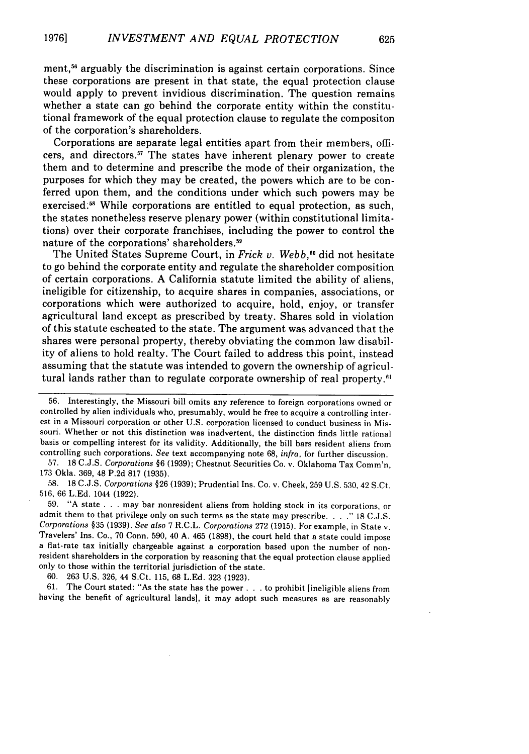ment,[56] arguably the discrimination is against certain corporations. Since these corporations are present in that state, the equal protection clause would apply to prevent invidious discrimination. The question remains whether a state can go behind the corporate entity within the constitutional framework of the equal protection clause to regulate the compositon of the corporation's shareholders.

Corporations are separate legal entities apart from their members, officers, and directors.[57] The states have inherent plenary power to create them and to determine and prescribe the mode of their organization, the purposes for which they may be created, the powers which are to be conferred upon them, and the conditions under which such powers may be exercised.[58] While corporations are entitled to equal protection, as such, the states nonetheless reserve plenary power (within constitutional limitations) over their corporate franchises, including the power to control the nature of the corporations' shareholders.[59]

The United States Supreme Court, in *Frick v. Webb*,[60] did not hesitate to go behind the corporate entity and regulate the shareholder composition of certain corporations. A California statute limited the ability of aliens, ineligible for citizenship, to acquire shares in companies, associations, or corporations which were authorized to acquire, hold, enjoy, or transfer agricultural land except as prescribed by treaty. Shares sold in violation of this statute escheated to the state. The argument was advanced that the shares were personal property, thereby obviating the common law disability of aliens to hold realty. The Court failed to address this point, instead assuming that the statute was intended to govern the ownership of agricultural lands rather than to regulate corporate ownership of real property.[61]

---

56. Interestingly, the Missouri bill omits any reference to foreign corporations owned or controlled by alien individuals who, presumably, would be free to acquire a controlling interest in a Missouri corporation or other U.S. corporation licensed to conduct business in Missouri. Whether or not this distinction was inadvertent, the distinction finds little rational basis or compelling interest for its validity. Additionally, the bill bars resident aliens from controlling such corporations. *See* text accompanying note 68, *infra*, for further discussion.

57. 18 C.J.S. *Corporations* §6 (1939); Chestnut Securities Co. v. Oklahoma Tax Comm'n, 173 Okla. 369, 48 P.2d 817 (1935).

58. 18 C.J.S. *Corporations* §26 (1939); Prudential Ins. Co. v. Cheek, 259 U.S. 530, 42 S.Ct. 516, 66 L.Ed. 1044 (1922).

59. "A state . . . may bar nonresident aliens from holding stock in its corporations, or admit them to that privilege only on such terms as the state may prescribe. . . ." 18 C.J.S. *Corporations* §35 (1939). *See also* 7 R.C.L. *Corporations* 272 (1915). For example, in State v. Travelers' Ins. Co., 70 Conn. 590, 40 A. 465 (1898), the court held that a state could impose a flat-rate tax initially chargeable against a corporation based upon the number of nonresident shareholders in the corporation by reasoning that the equal protection clause applied only to those within the territorial jurisdiction of the state.

60. 263 U.S. 326, 44 S.Ct. 115, 68 L.Ed. 323 (1923).

61. The Court stated: "As the state has the power . . . to prohibit [ineligible aliens from having the benefit of agricultural lands], it may adopt such measures as are reasonably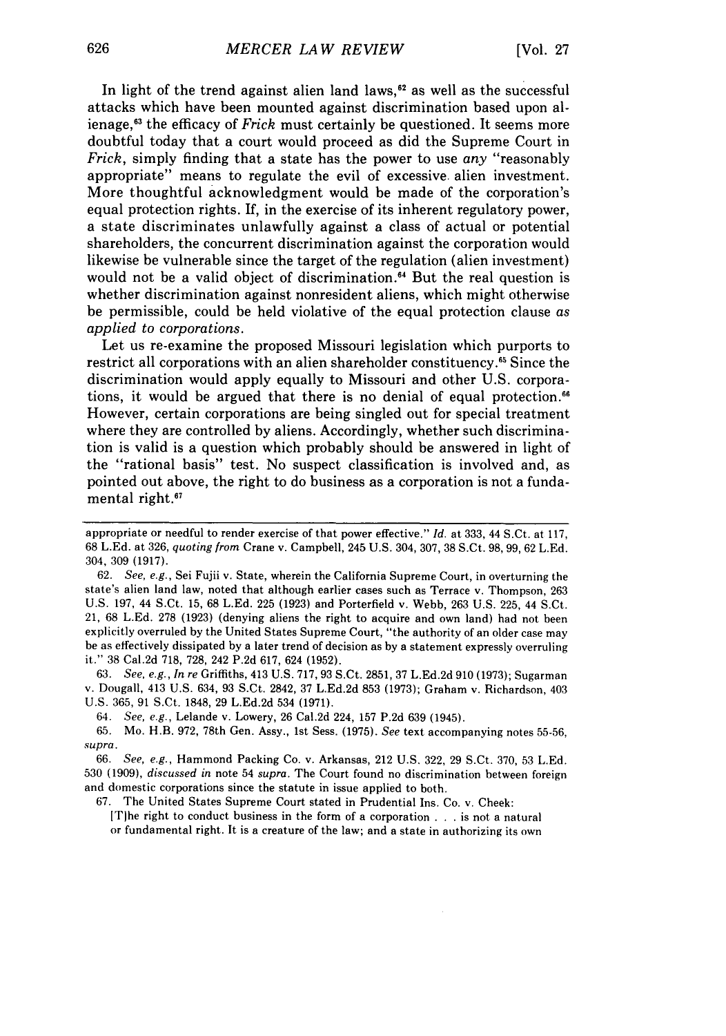In light of the trend against alien land laws,[62] as well as the successful attacks which have been mounted against discrimination based upon alienage,[63] the efficacy of *Frick* must certainly be questioned. It seems more doubtful today that a court would proceed as did the Supreme Court in *Frick*, simply finding that a state has the power to use *any* "reasonably appropriate" means to regulate the evil of excessive alien investment. More thoughtful acknowledgment would be made of the corporation's equal protection rights. If, in the exercise of its inherent regulatory power, a state discriminates unlawfully against a class of actual or potential shareholders, the concurrent discrimination against the corporation would likewise be vulnerable since the target of the regulation (alien investment) would not be a valid object of discrimination.[64] But the real question is whether discrimination against nonresident aliens, which might otherwise be permissible, could be held violative of the equal protection clause *as applied to corporations*.

Let us re-examine the proposed Missouri legislation which purports to restrict all corporations with an alien shareholder constituency.[65] Since the discrimination would apply equally to Missouri and other U.S. corporations, it would be argued that there is no denial of equal protection.[66] However, certain corporations are being singled out for special treatment where they are controlled by aliens. Accordingly, whether such discrimination is valid is a question which probably should be answered in light of the "rational basis" test. No suspect classification is involved and, as pointed out above, the right to do business as a corporation is not a fundamental right.[67]

---

appropriate or needful to render exercise of that power effective." *Id.* at 333, 44 S.Ct. at 117, 68 L.Ed. at 326, *quoting from* Crane v. Campbell, 245 U.S. 304, 307, 38 S.Ct. 98, 99, 62 L.Ed. 304, 309 (1917).

62. *See, e.g.*, Sei Fujii v. State, wherein the California Supreme Court, in overturning the state's alien land law, noted that although earlier cases such as Terrace v. Thompson, 263 U.S. 197, 44 S.Ct. 15, 68 L.Ed. 225 (1923) and Porterfield v. Webb, 263 U.S. 225, 44 S.Ct. 21, 68 L.Ed. 278 (1923) (denying aliens the right to acquire and own land) had not been explicitly overruled by the United States Supreme Court, "the authority of an older case may be as effectively dissipated by a later trend of decision as by a statement expressly overruling it." 38 Cal.2d 718, 728, 242 P.2d 617, 624 (1952).

63. *See, e.g.*, *In re* Griffiths, 413 U.S. 717, 93 S.Ct. 2851, 37 L.Ed.2d 910 (1973); Sugarman v. Dougall, 413 U.S. 634, 93 S.Ct. 2842, 37 L.Ed.2d 853 (1973); Graham v. Richardson, 403 U.S. 365, 91 S.Ct. 1848, 29 L.Ed.2d 534 (1971).

64. *See, e.g.*, Lelande v. Lowery, 26 Cal.2d 224, 157 P.2d 639 (1945).

65. Mo. H.B. 972, 78th Gen. Assy., 1st Sess. (1975). *See* text accompanying notes 55-56, *supra*.

66. *See, e.g.*, Hammond Packing Co. v. Arkansas, 212 U.S. 322, 29 S.Ct. 370, 53 L.Ed. 530 (1909), *discussed in* note 54 *supra*. The Court found no discrimination between foreign and domestic corporations since the statute in issue applied to both.

67. The United States Supreme Court stated in Prudential Ins. Co. v. Cheek:

> [T]he right to conduct business in the form of a corporation . . . is not a natural or fundamental right. It is a creature of the law; and a state in authorizing its own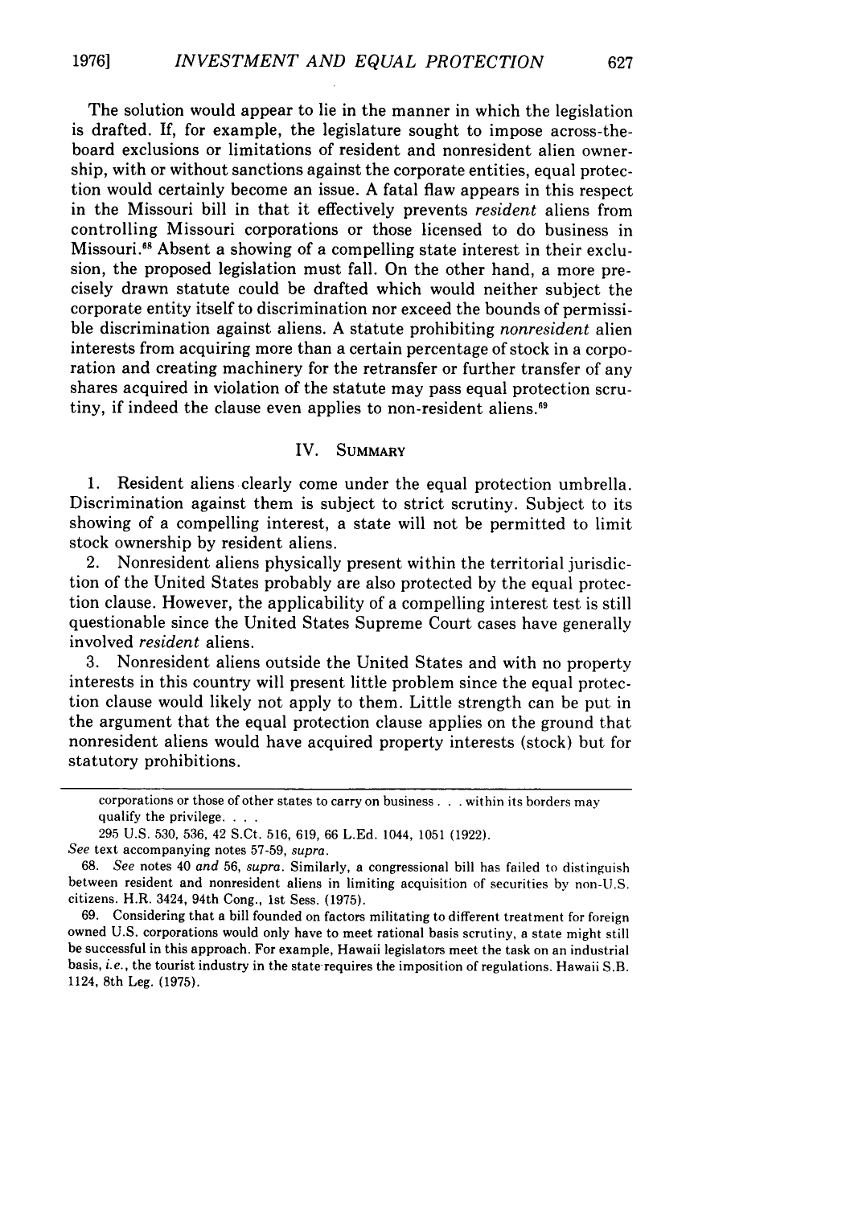The solution would appear to lie in the manner in which the legislation is drafted. If, for example, the legislature sought to impose across-the-board exclusions or limitations of resident and nonresident alien ownership, with or without sanctions against the corporate entities, equal protection would certainly become an issue. A fatal flaw appears in this respect in the Missouri bill in that it effectively prevents *resident* aliens from controlling Missouri corporations or those licensed to do business in Missouri.[68] Absent a showing of a compelling state interest in their exclusion, the proposed legislation must fall. On the other hand, a more precisely drawn statute could be drafted which would neither subject the corporate entity itself to discrimination nor exceed the bounds of permissible discrimination against aliens. A statute prohibiting *nonresident* alien interests from acquiring more than a certain percentage of stock in a corporation and creating machinery for the retransfer or further transfer of any shares acquired in violation of the statute may pass equal protection scrutiny, if indeed the clause even applies to non-resident aliens.[69]

## IV. Summary

1. Resident aliens clearly come under the equal protection umbrella. Discrimination against them is subject to strict scrutiny. Subject to its showing of a compelling interest, a state will not be permitted to limit stock ownership by resident aliens.

2. Nonresident aliens physically present within the territorial jurisdiction of the United States probably are also protected by the equal protection clause. However, the applicability of a compelling interest test is still questionable since the United States Supreme Court cases have generally involved *resident* aliens.

3. Nonresident aliens outside the United States and with no property interests in this country will present little problem since the equal protection clause would likely not apply to them. Little strength can be put in the argument that the equal protection clause applies on the ground that nonresident aliens would have acquired property interests (stock) but for statutory prohibitions.

---

corporations or those of other states to carry on business . . . within its borders may qualify the privilege. . . .

295 U.S. 530, 536, 42 S.Ct. 516, 619, 66 L.Ed. 1044, 1051 (1922).

*See* text accompanying notes 57-59, *supra*.

68. *See* notes 40 *and* 56, *supra*. Similarly, a congressional bill has failed to distinguish between resident and nonresident aliens in limiting acquisition of securities by non-U.S. citizens. H.R. 3424, 94th Cong., 1st Sess. (1975).

69. Considering that a bill founded on factors militating to different treatment for foreign owned U.S. corporations would only have to meet rational basis scrutiny, a state might still be successful in this approach. For example, Hawaii legislators meet the task on an industrial basis, *i.e.*, the tourist industry in the state requires the imposition of regulations. Hawaii S.B. 1124, 8th Leg. (1975).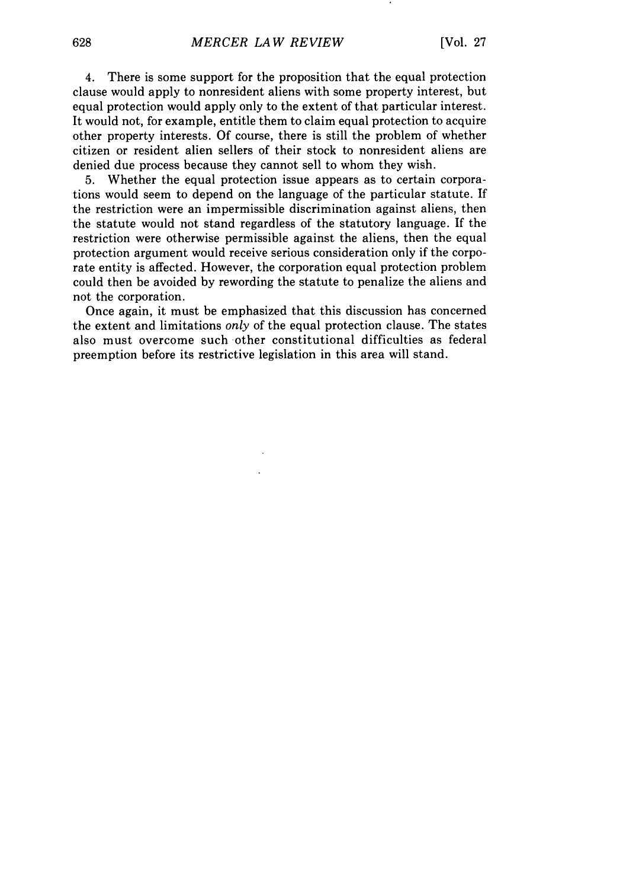4. There is some support for the proposition that the equal protection clause would apply to nonresident aliens with some property interest, but equal protection would apply only to the extent of that particular interest. It would not, for example, entitle them to claim equal protection to acquire other property interests. Of course, there is still the problem of whether citizen or resident alien sellers of their stock to nonresident aliens are denied due process because they cannot sell to whom they wish.

5. Whether the equal protection issue appears as to certain corporations would seem to depend on the language of the particular statute. If the restriction were an impermissible discrimination against aliens, then the statute would not stand regardless of the statutory language. If the restriction were otherwise permissible against the aliens, then the equal protection argument would receive serious consideration only if the corporate entity is affected. However, the corporation equal protection problem could then be avoided by rewording the statute to penalize the aliens and not the corporation.

Once again, it must be emphasized that this discussion has concerned the extent and limitations *only* of the equal protection clause. The states also must overcome such other constitutional difficulties as federal preemption before its restrictive legislation in this area will stand.